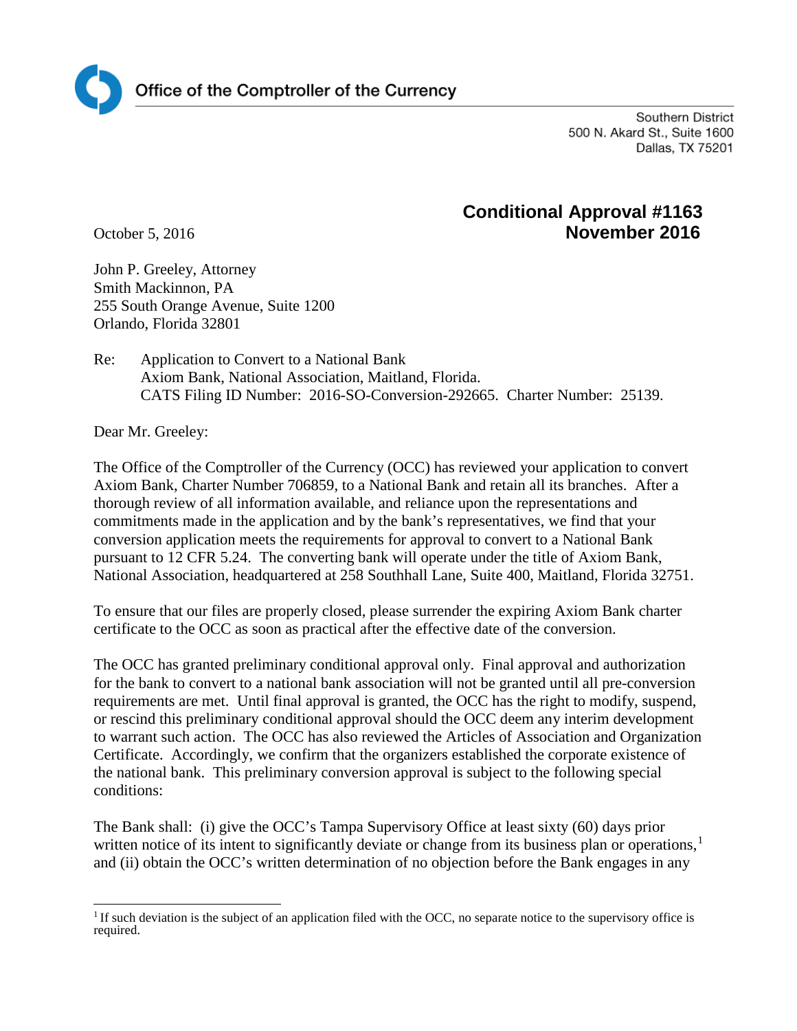Office of the Comptroller of the Currency

Southern District
500 N. Akard St., Suite 1600
Dallas, TX 75201

**Conditional Approval #1163**
**November 2016**

October 5, 2016

John P. Greeley, Attorney
Smith Mackinnon, PA
255 South Orange Avenue, Suite 1200
Orlando, Florida 32801

Re: Application to Convert to a National Bank
Axiom Bank, National Association, Maitland, Florida.
CATS Filing ID Number: 2016-SO-Conversion-292665. Charter Number: 25139.

Dear Mr. Greeley:

The Office of the Comptroller of the Currency (OCC) has reviewed your application to convert Axiom Bank, Charter Number 706859, to a National Bank and retain all its branches. After a thorough review of all information available, and reliance upon the representations and commitments made in the application and by the bank's representatives, we find that your conversion application meets the requirements for approval to convert to a National Bank pursuant to 12 CFR 5.24. The converting bank will operate under the title of Axiom Bank, National Association, headquartered at 258 Southhall Lane, Suite 400, Maitland, Florida 32751.

To ensure that our files are properly closed, please surrender the expiring Axiom Bank charter certificate to the OCC as soon as practical after the effective date of the conversion.

The OCC has granted preliminary conditional approval only. Final approval and authorization for the bank to convert to a national bank association will not be granted until all pre-conversion requirements are met. Until final approval is granted, the OCC has the right to modify, suspend, or rescind this preliminary conditional approval should the OCC deem any interim development to warrant such action. The OCC has also reviewed the Articles of Association and Organization Certificate. Accordingly, we confirm that the organizers established the corporate existence of the national bank. This preliminary conversion approval is subject to the following special conditions:

The Bank shall: (i) give the OCC's Tampa Supervisory Office at least sixty (60) days prior written notice of its intent to significantly deviate or change from its business plan or operations,[1] and (ii) obtain the OCC's written determination of no objection before the Bank engages in any

[1] If such deviation is the subject of an application filed with the OCC, no separate notice to the supervisory office is required.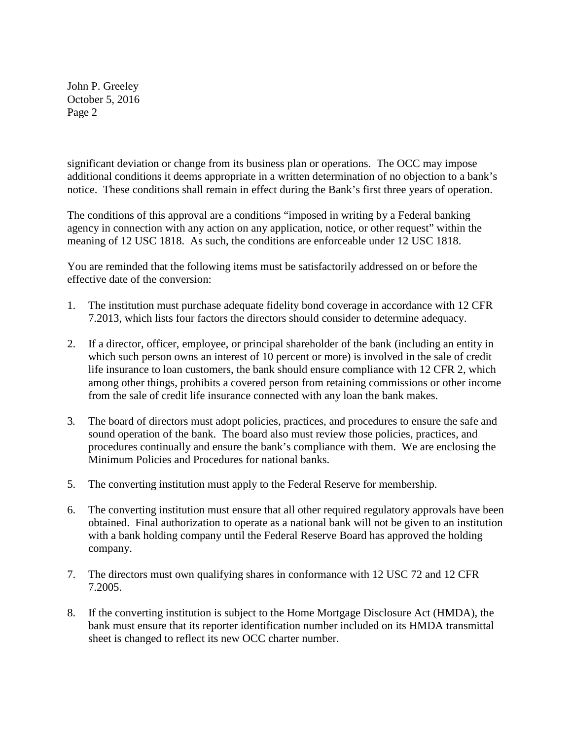significant deviation or change from its business plan or operations. The OCC may impose additional conditions it deems appropriate in a written determination of no objection to a bank's notice. These conditions shall remain in effect during the Bank's first three years of operation.

The conditions of this approval are a conditions "imposed in writing by a Federal banking agency in connection with any action on any application, notice, or other request" within the meaning of 12 USC 1818. As such, the conditions are enforceable under 12 USC 1818.

You are reminded that the following items must be satisfactorily addressed on or before the effective date of the conversion:

1. The institution must purchase adequate fidelity bond coverage in accordance with 12 CFR 7.2013, which lists four factors the directors should consider to determine adequacy.

2. If a director, officer, employee, or principal shareholder of the bank (including an entity in which such person owns an interest of 10 percent or more) is involved in the sale of credit life insurance to loan customers, the bank should ensure compliance with 12 CFR 2, which among other things, prohibits a covered person from retaining commissions or other income from the sale of credit life insurance connected with any loan the bank makes.

3. The board of directors must adopt policies, practices, and procedures to ensure the safe and sound operation of the bank. The board also must review those policies, practices, and procedures continually and ensure the bank's compliance with them. We are enclosing the Minimum Policies and Procedures for national banks.

5. The converting institution must apply to the Federal Reserve for membership.

6. The converting institution must ensure that all other required regulatory approvals have been obtained. Final authorization to operate as a national bank will not be given to an institution with a bank holding company until the Federal Reserve Board has approved the holding company.

7. The directors must own qualifying shares in conformance with 12 USC 72 and 12 CFR 7.2005.

8. If the converting institution is subject to the Home Mortgage Disclosure Act (HMDA), the bank must ensure that its reporter identification number included on its HMDA transmittal sheet is changed to reflect its new OCC charter number.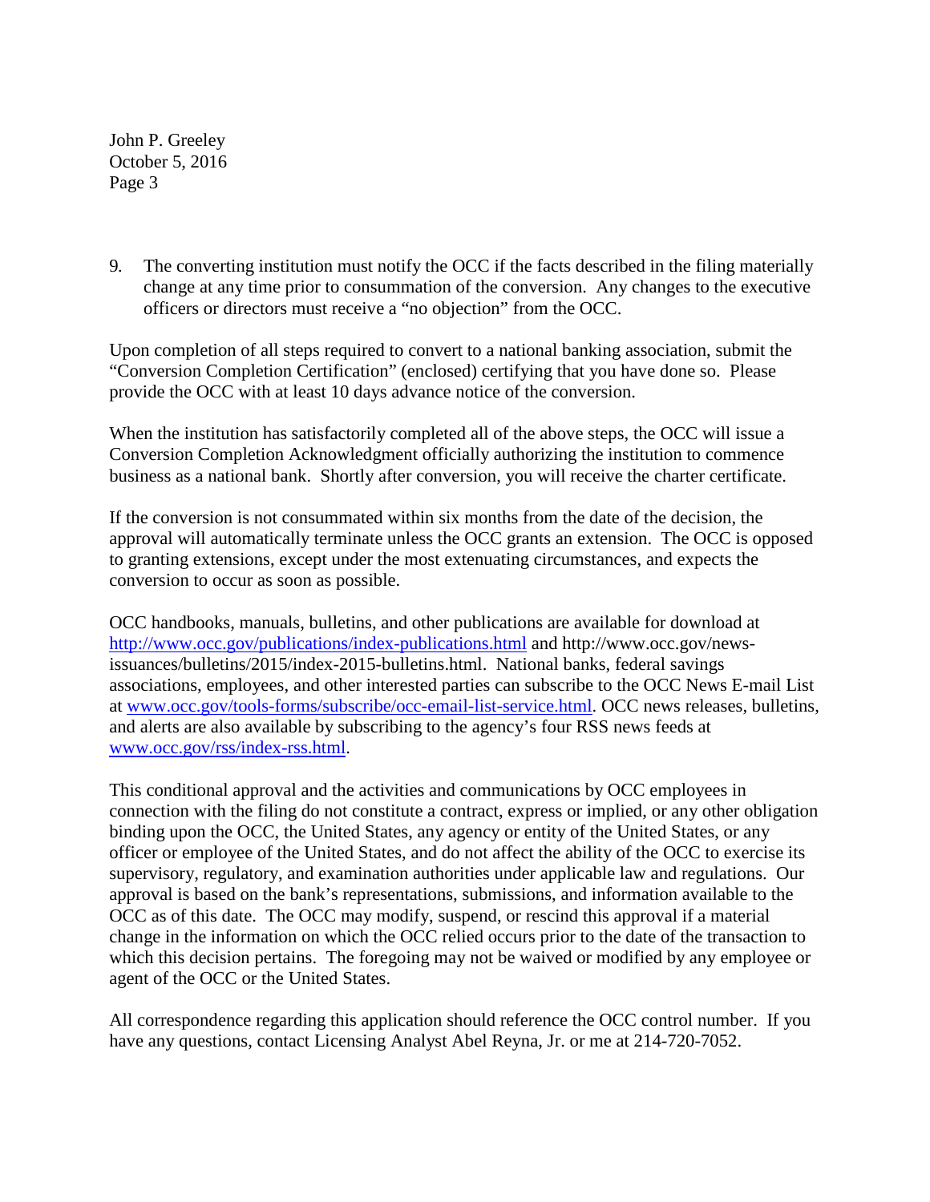9. The converting institution must notify the OCC if the facts described in the filing materially change at any time prior to consummation of the conversion. Any changes to the executive officers or directors must receive a "no objection" from the OCC.

Upon completion of all steps required to convert to a national banking association, submit the "Conversion Completion Certification" (enclosed) certifying that you have done so. Please provide the OCC with at least 10 days advance notice of the conversion.

When the institution has satisfactorily completed all of the above steps, the OCC will issue a Conversion Completion Acknowledgment officially authorizing the institution to commence business as a national bank. Shortly after conversion, you will receive the charter certificate.

If the conversion is not consummated within six months from the date of the decision, the approval will automatically terminate unless the OCC grants an extension. The OCC is opposed to granting extensions, except under the most extenuating circumstances, and expects the conversion to occur as soon as possible.

OCC handbooks, manuals, bulletins, and other publications are available for download at [http://www.occ.gov/publications/index-publications.html](http://www.occ.gov/publications/index-publications.html) and http://www.occ.gov/news-issuances/bulletins/2015/index-2015-bulletins.html. National banks, federal savings associations, employees, and other interested parties can subscribe to the OCC News E-mail List at [www.occ.gov/tools-forms/subscribe/occ-email-list-service.html](www.occ.gov/tools-forms/subscribe/occ-email-list-service.html). OCC news releases, bulletins, and alerts are also available by subscribing to the agency's four RSS news feeds at [www.occ.gov/rss/index-rss.html](www.occ.gov/rss/index-rss.html).

This conditional approval and the activities and communications by OCC employees in connection with the filing do not constitute a contract, express or implied, or any other obligation binding upon the OCC, the United States, any agency or entity of the United States, or any officer or employee of the United States, and do not affect the ability of the OCC to exercise its supervisory, regulatory, and examination authorities under applicable law and regulations. Our approval is based on the bank's representations, submissions, and information available to the OCC as of this date. The OCC may modify, suspend, or rescind this approval if a material change in the information on which the OCC relied occurs prior to the date of the transaction to which this decision pertains. The foregoing may not be waived or modified by any employee or agent of the OCC or the United States.

All correspondence regarding this application should reference the OCC control number. If you have any questions, contact Licensing Analyst Abel Reyna, Jr. or me at 214-720-7052.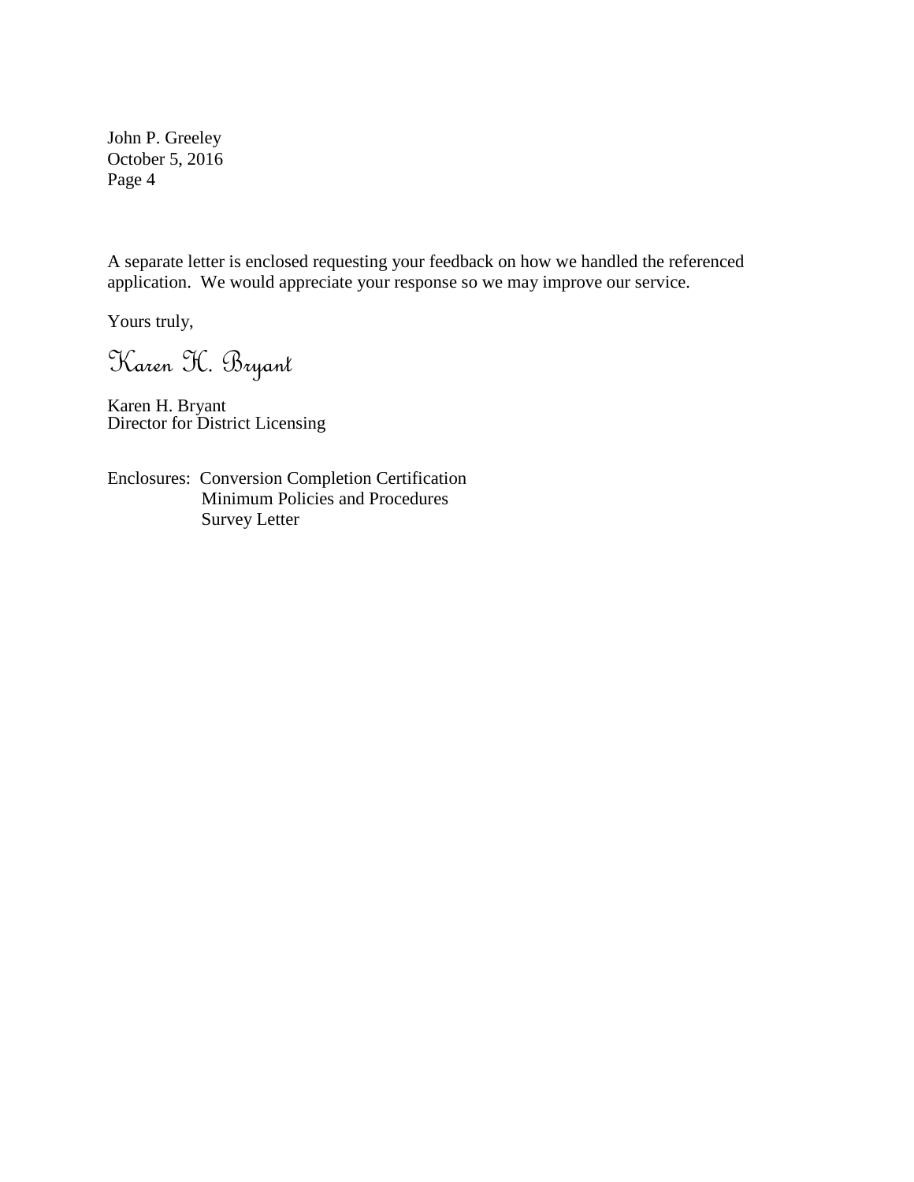A separate letter is enclosed requesting your feedback on how we handled the referenced application. We would appreciate your response so we may improve our service.

Yours truly,

*Karen H. Bryant*

Karen H. Bryant
Director for District Licensing

Enclosures: Conversion Completion Certification
Minimum Policies and Procedures
Survey Letter